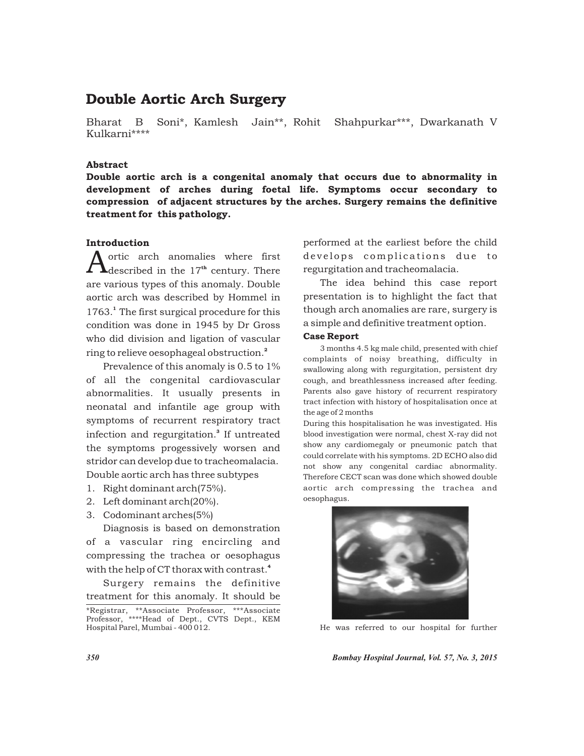# Double Aortic Arch Surgery

Bharat B Soni*, Kamlesh Jain**, Rohit Shahpurkar***, Dwarkanath V Kulkarni****

### Abstract

**Double aortic arch is a congenital anomaly that occurs due to abnormality in development of arches during foetal life. Symptoms occur secondary to compression of adjacent structures by the arches. Surgery remains the definitive treatment for this pathology.**

### Introduction

Aortic arch anomalies where first described in the 17th century. There are various types of this anomaly. Double aortic arch was described by Hommel in 1763.[1] The first surgical procedure for this condition was done in 1945 by Dr Gross who did division and ligation of vascular ring to relieve oesophageal obstruction.[2]

Prevalence of this anomaly is 0.5 to 1% of all the congenital cardiovascular abnormalities. It usually presents in neonatal and infantile age group with symptoms of recurrent respiratory tract infection and regurgitation.[3] If untreated the symptoms progessively worsen and stridor can develop due to tracheomalacia. Double aortic arch has three subtypes

1. Right dominant arch(75%).
2. Left dominant arch(20%).
3. Codominant arches(5%)

Diagnosis is based on demonstration of a vascular ring encircling and compressing the trachea or oesophagus with the help of CT thorax with contrast.[4]

Surgery remains the definitive treatment for this anomaly. It should be performed at the earliest before the child develops complications due to regurgitation and tracheomalacia.

The idea behind this case report presentation is to highlight the fact that though arch anomalies are rare, surgery is a simple and definitive treatment option.

*Registrar, **Associate Professor, ***Associate Professor, ****Head of Dept., CVTS Dept., KEM Hospital Parel, Mumbai - 400 012.

### Case Report

3 months 4.5 kg male child, presented with chief complaints of noisy breathing, difficulty in swallowing along with regurgitation, persistent dry cough, and breathlessness increased after feeding. Parents also gave history of recurrent respiratory tract infection with history of hospitalisation once at the age of 2 months

During this hospitalisation he was investigated. His blood investigation were normal, chest X-ray did not show any cardiomegaly or pneumonic patch that could correlate with his symptoms. 2D ECHO also did not show any congenital cardiac abnormality. Therefore CECT scan was done which showed double aortic arch compressing the trachea and oesophagus.

He was referred to our hospital for further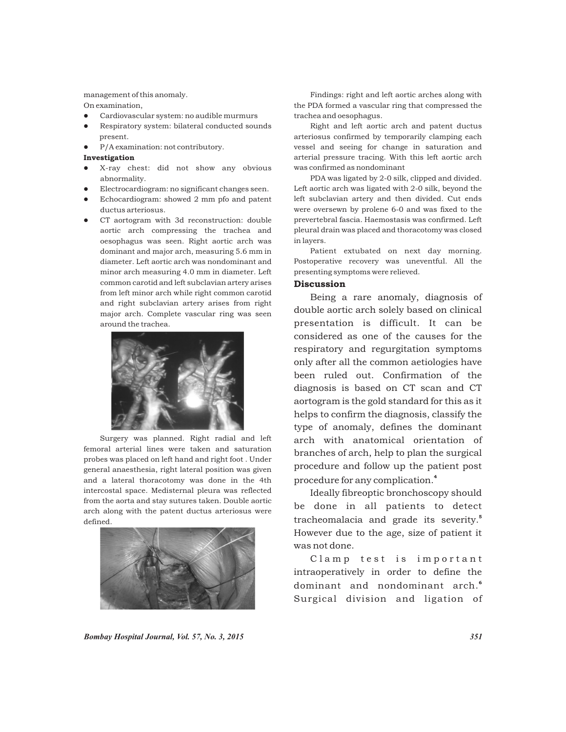management of this anomaly.

On examination,

- Cardiovascular system: no audible murmurs
- Respiratory system: bilateral conducted sounds present.
- P/A examination: not contributory.

**Investigation**

- X-ray chest: did not show any obvious abnormality.
- Electrocardiogram: no significant changes seen.
- Echocardiogram: showed 2 mm pfo and patent ductus arteriosus.
- CT aortogram with 3d reconstruction: double aortic arch compressing the trachea and oesophagus was seen. Right aortic arch was dominant and major arch, measuring 5.6 mm in diameter. Left aortic arch was nondominant and minor arch measuring 4.0 mm in diameter. Left common carotid and left subclavian artery arises from left minor arch while right common carotid and right subclavian artery arises from right major arch. Complete vascular ring was seen around the trachea.

Surgery was planned. Right radial and left femoral arterial lines were taken and saturation probes was placed on left hand and right foot . Under general anaesthesia, right lateral position was given and a lateral thoracotomy was done in the 4th intercostal space. Medisternal pleura was reflected from the aorta and stay sutures taken. Double aortic arch along with the patent ductus arteriosus were defined.

Findings: right and left aortic arches along with the PDA formed a vascular ring that compressed the trachea and oesophagus.

Right and left aortic arch and patent ductus arteriosus confirmed by temporarily clamping each vessel and seeing for change in saturation and arterial pressure tracing. With this left aortic arch was confirmed as nondominant

PDA was ligated by 2-0 silk, clipped and divided. Left aortic arch was ligated with 2-0 silk, beyond the left subclavian artery and then divided. Cut ends were oversewn by prolene 6-0 and was fixed to the prevertebral fascia. Haemostasis was confirmed. Left pleural drain was placed and thoracotomy was closed in layers.

Patient extubated on next day morning. Postoperative recovery was uneventful. All the presenting symptoms were relieved.

## Discussion

Being a rare anomaly, diagnosis of double aortic arch solely based on clinical presentation is difficult. It can be considered as one of the causes for the respiratory and regurgitation symptoms only after all the common aetiologies have been ruled out. Confirmation of the diagnosis is based on CT scan and CT aortogram is the gold standard for this as it helps to confirm the diagnosis, classify the type of anomaly, defines the dominant arch with anatomical orientation of branches of arch, help to plan the surgical procedure and follow up the patient post procedure for any complication.[4]

Ideally fibreoptic bronchoscopy should be done in all patients to detect tracheomalacia and grade its severity.[5] However due to the age, size of patient it was not done.

Clamp test is important intraoperatively in order to define the dominant and nondominant arch.[6] Surgical division and ligation of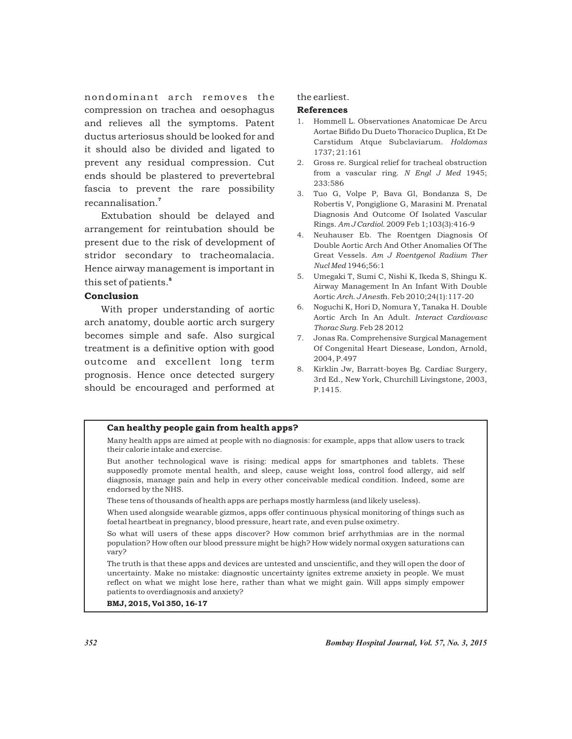nondominant arch removes the compression on trachea and oesophagus and relieves all the symptoms. Patent ductus arteriosus should be looked for and it should also be divided and ligated to prevent any residual compression. Cut ends should be plastered to prevertebral fascia to prevent the rare possibility recannalisation.[7]

Extubation should be delayed and arrangement for reintubation should be present due to the risk of development of stridor secondary to tracheomalacia. Hence airway management is important in this set of patients.[8]

### Conclusion

With proper understanding of aortic arch anatomy, double aortic arch surgery becomes simple and safe. Also surgical treatment is a definitive option with good outcome and excellent long term prognosis. Hence once detected surgery should be encouraged and performed at the earliest.

### References

1. Hommell L. Observationes Anatomicae De Arcu Aortae Bifido Du Dueto Thoracico Duplica, Et De Carstidum Atque Subclaviarum. *Holdomas* 1737; 21:161
2. Gross re. Surgical relief for tracheal obstruction from a vascular ring. *N Engl J Med* 1945; 233:586
3. Tuo G, Volpe P, Bava Gl, Bondanza S, De Robertis V, Pongiglione G, Marasini M. Prenatal Diagnosis And Outcome Of Isolated Vascular Rings. *Am J Cardiol.* 2009 Feb 1;103(3):416-9
4. Neuhauser Eb. The Roentgen Diagnosis Of Double Aortic Arch And Other Anomalies Of The Great Vessels. *Am J Roentgenol Radium Ther Nucl Med* 1946;56:1
5. Umegaki T, Sumi C, Nishi K, Ikeda S, Shingu K. Airway Management In An Infant With Double Aortic *Arch. J Anest*h. Feb 2010;24(1):117-20
6. Noguchi K, Hori D, Nomura Y, Tanaka H. Double Aortic Arch In An Adult. *Interact Cardiovasc Thorac Surg.* Feb 28 2012
7. Jonas Ra. Comprehensive Surgical Management Of Congenital Heart Diesease, London, Arnold, 2004, P.497
8. Kirklin Jw, Barratt-boyes Bg. Cardiac Surgery, 3rd Ed., New York, Churchill Livingstone, 2003, P.1415.

---

**Can healthy people gain from health apps?**

Many health apps are aimed at people with no diagnosis: for example, apps that allow users to track their calorie intake and exercise.

But another technological wave is rising: medical apps for smartphones and tablets. These supposedly promote mental health, and sleep, cause weight loss, control food allergy, aid self diagnosis, manage pain and help in every other conceivable medical condition. Indeed, some are endorsed by the NHS.

These tens of thousands of health apps are perhaps mostly harmless (and likely useless).

When used alongside wearable gizmos, apps offer continuous physical monitoring of things such as foetal heartbeat in pregnancy, blood pressure, heart rate, and even pulse oximetry.

So what will users of these apps discover? How common brief arrhythmias are in the normal population? How often our blood pressure might be high? How widely normal oxygen saturations can vary?

The truth is that these apps and devices are untested and unscientific, and they will open the door of uncertainty. Make no mistake: diagnostic uncertainty ignites extreme anxiety in people. We must reflect on what we might lose here, rather than what we might gain. Will apps simply empower patients to overdiagnosis and anxiety?

**BMJ, 2015, Vol 350, 16-17**